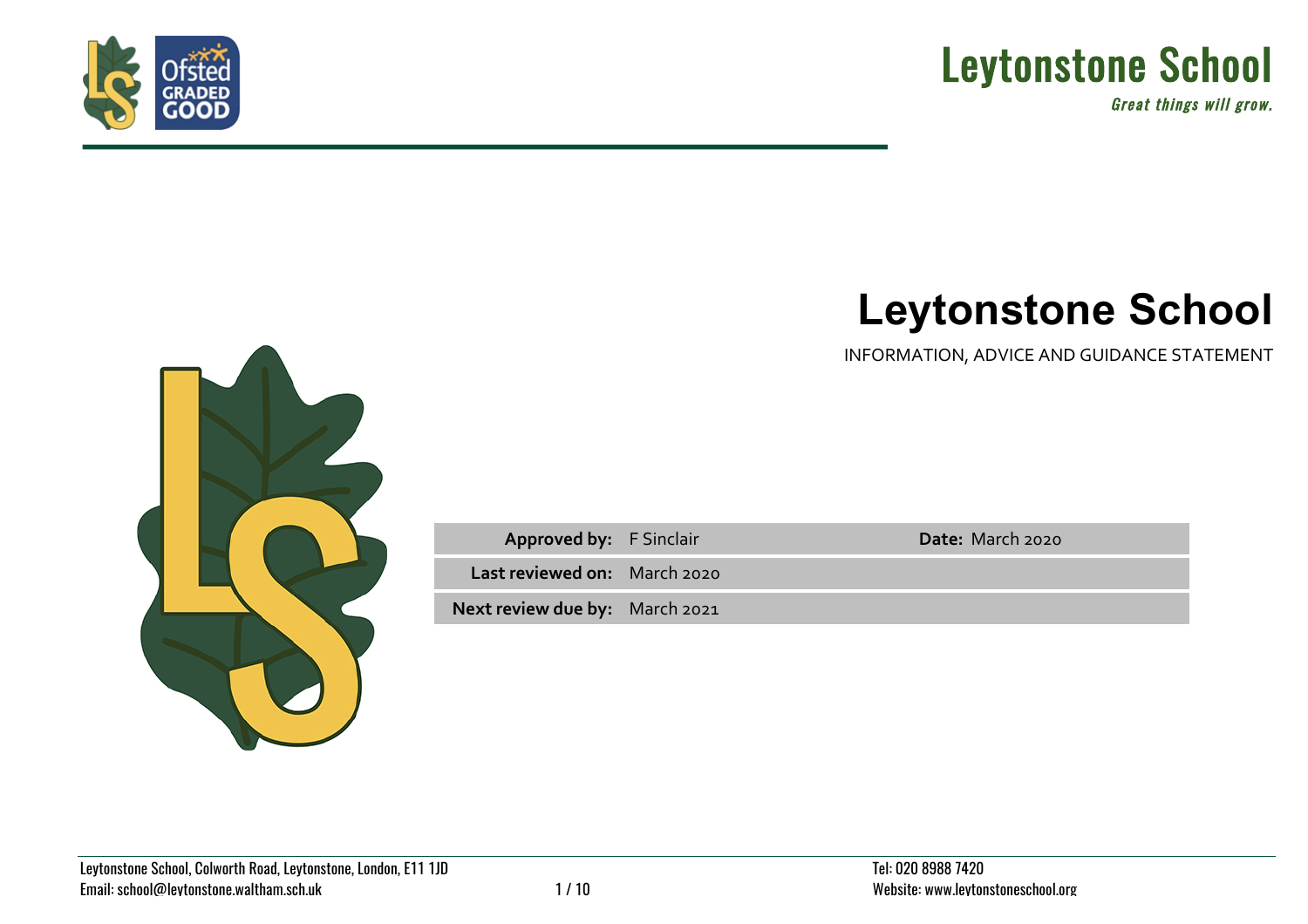# Leytonstone School

INFORMATION, ADVICE AND GUIDANCE STATEMENT

| | | | |
|---|---|---|---|
| **Approved by:** | F Sinclair | **Date:** | March 2020 |
| **Last reviewed on:** | March 2020 | | |
| **Next review due by:** | March 2021 | | |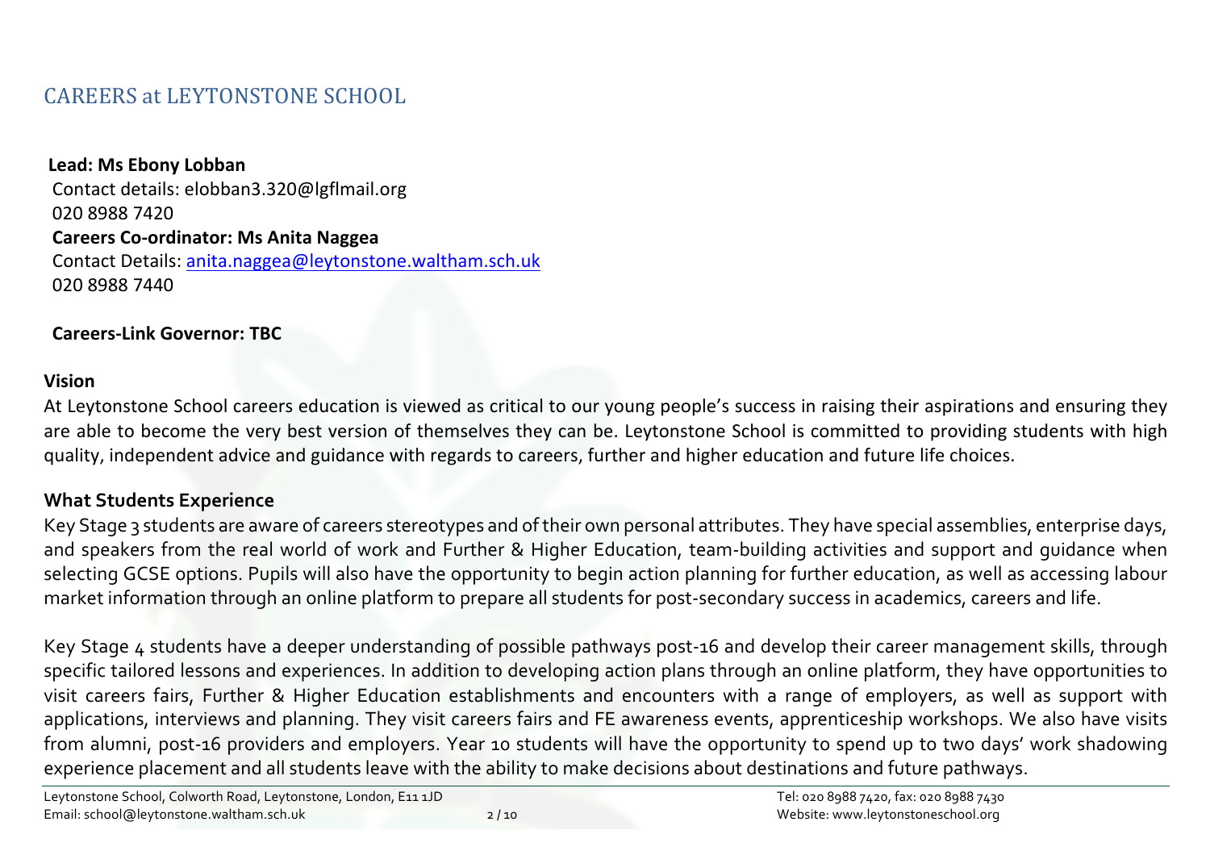# CAREERS at LEYTONSTONE SCHOOL

**Lead: Ms Ebony Lobban**
Contact details: elobban3.320@lgflmail.org
020 8988 7420
**Careers Co-ordinator: Ms Anita Naggea**
Contact Details: anita.naggea@leytonstone.waltham.sch.uk
020 8988 7440

**Careers-Link Governor: TBC**

## Vision

At Leytonstone School careers education is viewed as critical to our young people's success in raising their aspirations and ensuring they are able to become the very best version of themselves they can be. Leytonstone School is committed to providing students with high quality, independent advice and guidance with regards to careers, further and higher education and future life choices.

## What Students Experience

Key Stage 3 students are aware of careers stereotypes and of their own personal attributes. They have special assemblies, enterprise days, and speakers from the real world of work and Further & Higher Education, team-building activities and support and guidance when selecting GCSE options. Pupils will also have the opportunity to begin action planning for further education, as well as accessing labour market information through an online platform to prepare all students for post-secondary success in academics, careers and life.

Key Stage 4 students have a deeper understanding of possible pathways post-16 and develop their career management skills, through specific tailored lessons and experiences. In addition to developing action plans through an online platform, they have opportunities to visit careers fairs, Further & Higher Education establishments and encounters with a range of employers, as well as support with applications, interviews and planning. They visit careers fairs and FE awareness events, apprenticeship workshops. We also have visits from alumni, post-16 providers and employers. Year 10 students will have the opportunity to spend up to two days' work shadowing experience placement and all students leave with the ability to make decisions about destinations and future pathways.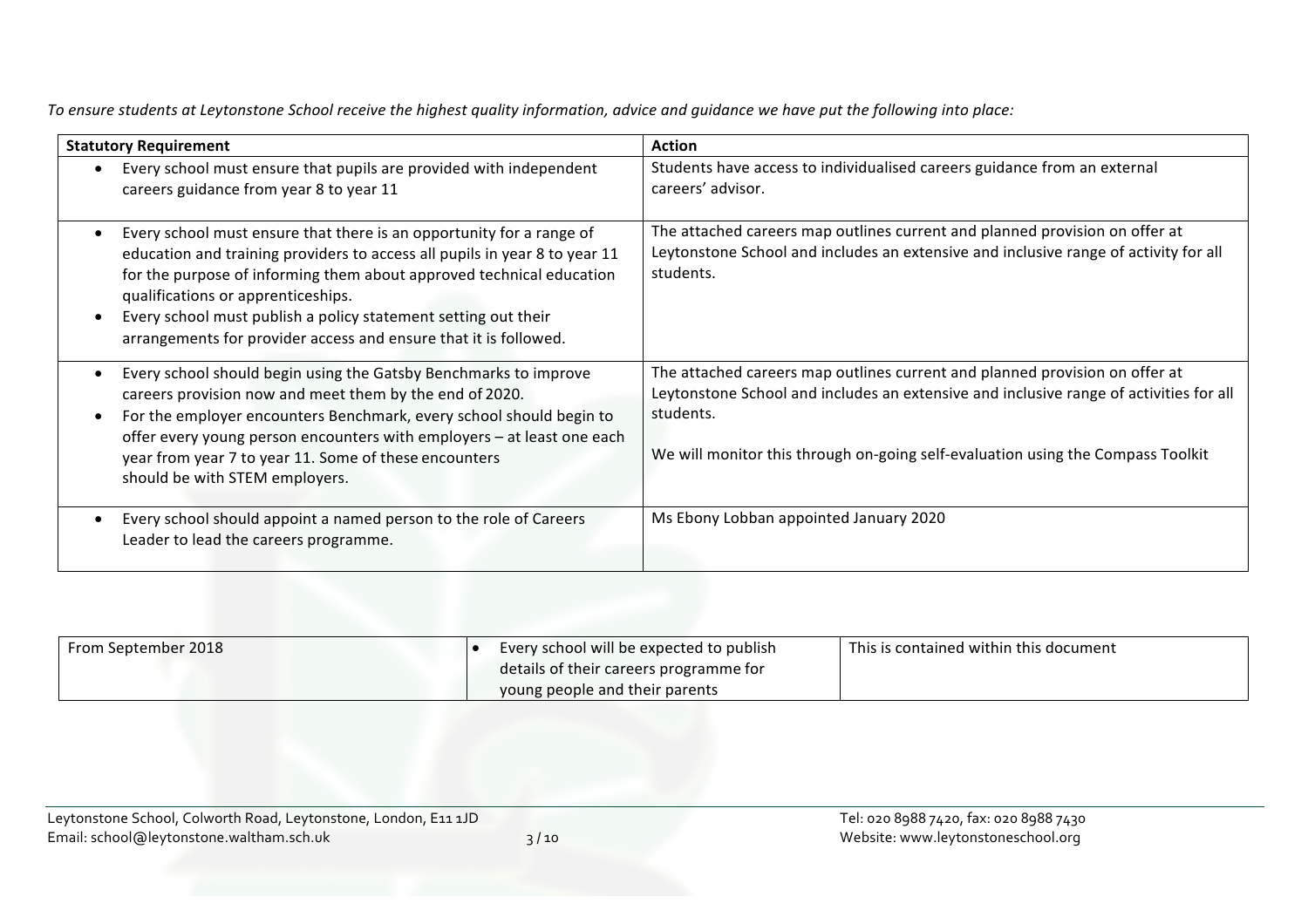*To ensure students at Leytonstone School receive the highest quality information, advice and guidance we have put the following into place:*

| Statutory Requirement | Action |
| --- | --- |
| • Every school must ensure that pupils are provided with independent careers guidance from year 8 to year 11 | Students have access to individualised careers guidance from an external careers' advisor. |
| • Every school must ensure that there is an opportunity for a range of education and training providers to access all pupils in year 8 to year 11 for the purpose of informing them about approved technical education qualifications or apprenticeships.<br>• Every school must publish a policy statement setting out their arrangements for provider access and ensure that it is followed. | The attached careers map outlines current and planned provision on offer at Leytonstone School and includes an extensive and inclusive range of activity for all students. |
| • Every school should begin using the Gatsby Benchmarks to improve careers provision now and meet them by the end of 2020.<br>• For the employer encounters Benchmark, every school should begin to offer every young person encounters with employers – at least one each year from year 7 to year 11. Some of these encounters should be with STEM employers. | The attached careers map outlines current and planned provision on offer at Leytonstone School and includes an extensive and inclusive range of activities for all students.<br><br>We will monitor this through on-going self-evaluation using the Compass Toolkit |
| • Every school should appoint a named person to the role of Careers Leader to lead the careers programme. | Ms Ebony Lobban appointed January 2020 |

| From September 2018 | • Every school will be expected to publish details of their careers programme for young people and their parents | This is contained within this document |
| --- | --- | --- |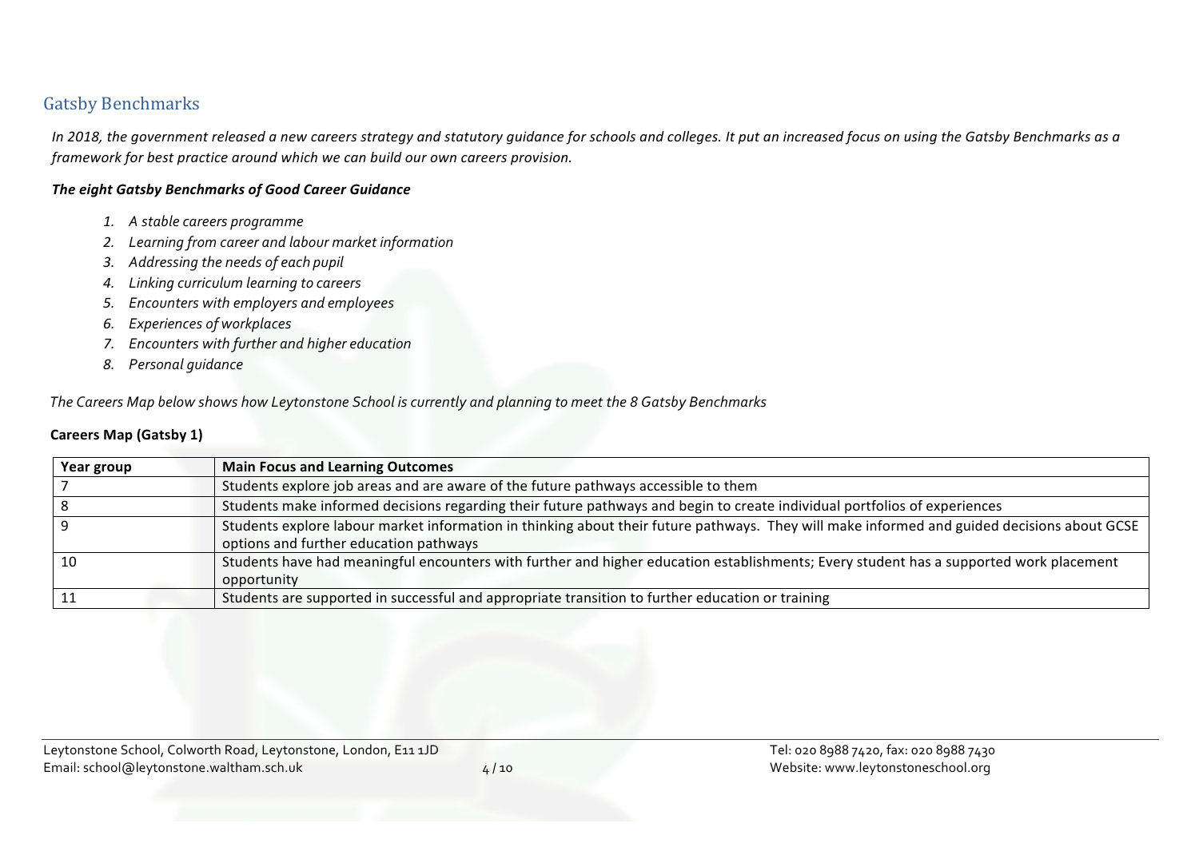## Gatsby Benchmarks

*In 2018, the government released a new careers strategy and statutory guidance for schools and colleges. It put an increased focus on using the Gatsby Benchmarks as a framework for best practice around which we can build our own careers provision.*

***The eight Gatsby Benchmarks of Good Career Guidance***

1. *A stable careers programme*
2. *Learning from career and labour market information*
3. *Addressing the needs of each pupil*
4. *Linking curriculum learning to careers*
5. *Encounters with employers and employees*
6. *Experiences of workplaces*
7. *Encounters with further and higher education*
8. *Personal guidance*

*The Careers Map below shows how Leytonstone School is currently and planning to meet the 8 Gatsby Benchmarks*

**Careers Map (Gatsby 1)**

| Year group | Main Focus and Learning Outcomes |
|---|---|
| 7 | Students explore job areas and are aware of the future pathways accessible to them |
| 8 | Students make informed decisions regarding their future pathways and begin to create individual portfolios of experiences |
| 9 | Students explore labour market information in thinking about their future pathways. They will make informed and guided decisions about GCSE options and further education pathways |
| 10 | Students have had meaningful encounters with further and higher education establishments; Every student has a supported work placement opportunity |
| 11 | Students are supported in successful and appropriate transition to further education or training |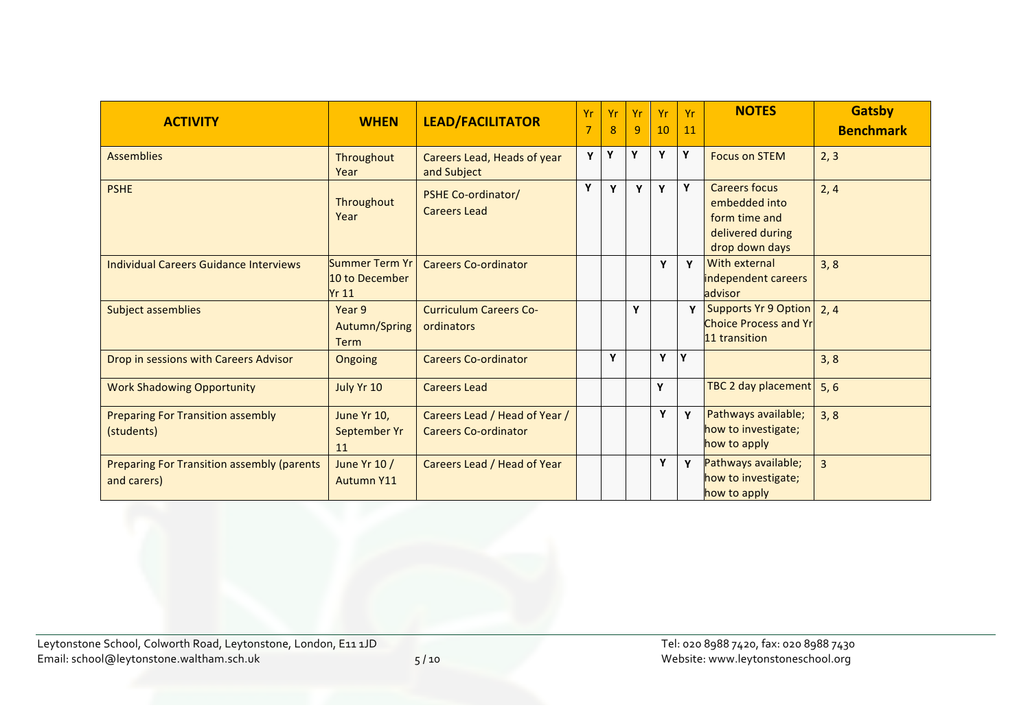| ACTIVITY | WHEN | LEAD/FACILITATOR | Yr 7 | Yr 8 | Yr 9 | Yr 10 | Yr 11 | NOTES | Gatsby Benchmark |
|---|---|---|---|---|---|---|---|---|---|
| Assemblies | Throughout Year | Careers Lead, Heads of year and Subject | Y | Y | Y | Y | Y | Focus on STEM | 2, 3 |
| PSHE | Throughout Year | PSHE Co-ordinator/ Careers Lead | Y | Y | Y | Y | Y | Careers focus embedded into form time and delivered during drop down days | 2, 4 |
| Individual Careers Guidance Interviews | Summer Term Yr 10 to December Yr 11 | Careers Co-ordinator | | | | Y | Y | With external independent careers advisor | 3, 8 |
| Subject assemblies | Year 9 Autumn/Spring Term | Curriculum Careers Co-ordinators | | | Y | | Y | Supports Yr 9 Option Choice Process and Yr 11 transition | 2, 4 |
| Drop in sessions with Careers Advisor | Ongoing | Careers Co-ordinator | | Y | | Y | Y | | 3, 8 |
| Work Shadowing Opportunity | July Yr 10 | Careers Lead | | | | Y | | TBC 2 day placement | 5, 6 |
| Preparing For Transition assembly (students) | June Yr 10, September Yr 11 | Careers Lead / Head of Year / Careers Co-ordinator | | | | Y | Y | Pathways available; how to investigate; how to apply | 3, 8 |
| Preparing For Transition assembly (parents and carers) | June Yr 10 / Autumn Y11 | Careers Lead / Head of Year | | | | Y | Y | Pathways available; how to investigate; how to apply | 3 |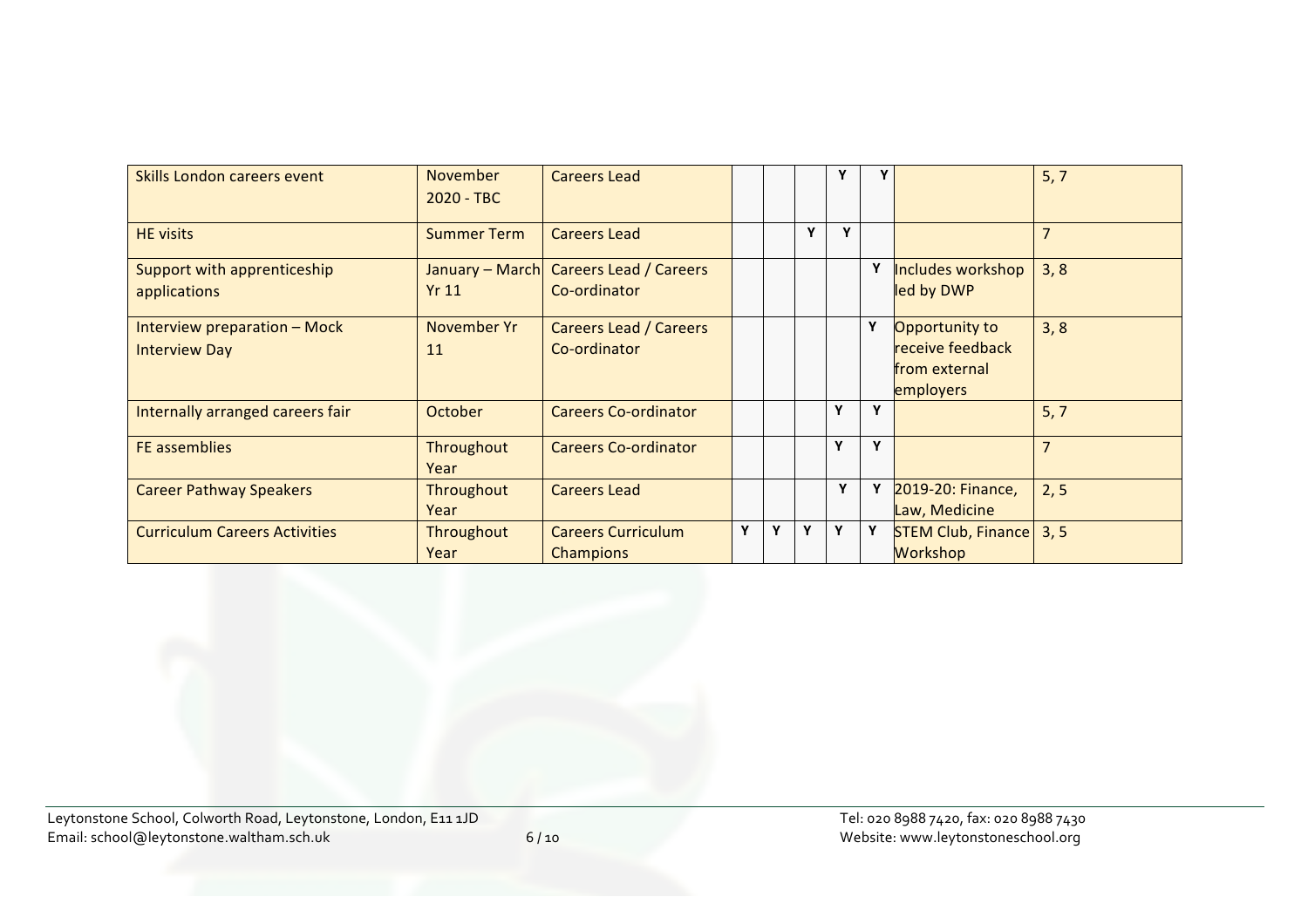| | | | | | | | | | |
|---|---|---|---|---|---|---|---|---|---|
| Skills London careers event | November 2020 - TBC | Careers Lead | | | | Y | Y | | 5, 7 |
| HE visits | Summer Term | Careers Lead | | | Y | Y | | | 7 |
| Support with apprenticeship applications | January – March Yr 11 | Careers Lead / Careers Co-ordinator | | | | | Y | Includes workshop led by DWP | 3, 8 |
| Interview preparation – Mock Interview Day | November Yr 11 | Careers Lead / Careers Co-ordinator | | | | | Y | Opportunity to receive feedback from external employers | 3, 8 |
| Internally arranged careers fair | October | Careers Co-ordinator | | | | Y | Y | | 5, 7 |
| FE assemblies | Throughout Year | Careers Co-ordinator | | | | Y | Y | | 7 |
| Career Pathway Speakers | Throughout Year | Careers Lead | | | | Y | Y | 2019-20: Finance, Law, Medicine | 2, 5 |
| Curriculum Careers Activities | Throughout Year | Careers Curriculum Champions | Y | Y | Y | Y | Y | STEM Club, Finance Workshop | 3, 5 |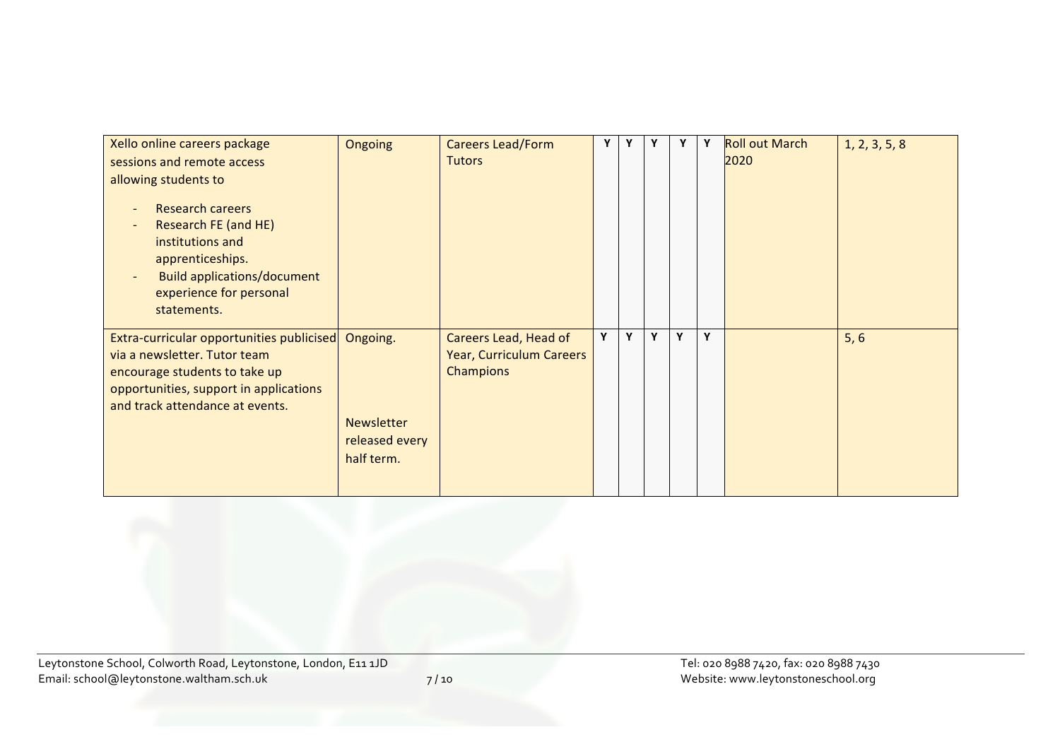| | | | | | | | | | |
|---|---|---|---|---|---|---|---|---|---|
| Xello online careers package sessions and remote access allowing students to<br>- Research careers<br>- Research FE (and HE) institutions and apprenticeships.<br>- Build applications/document experience for personal statements. | Ongoing | Careers Lead/Form Tutors | Y | Y | Y | Y | Y | Roll out March 2020 | 1, 2, 3, 5, 8 |
| Extra-curricular opportunities publicised via a newsletter. Tutor team encourage students to take up opportunities, support in applications and track attendance at events. | Ongoing.<br><br>Newsletter released every half term. | Careers Lead, Head of Year, Curriculum Careers Champions | Y | Y | Y | Y | Y | | 5, 6 |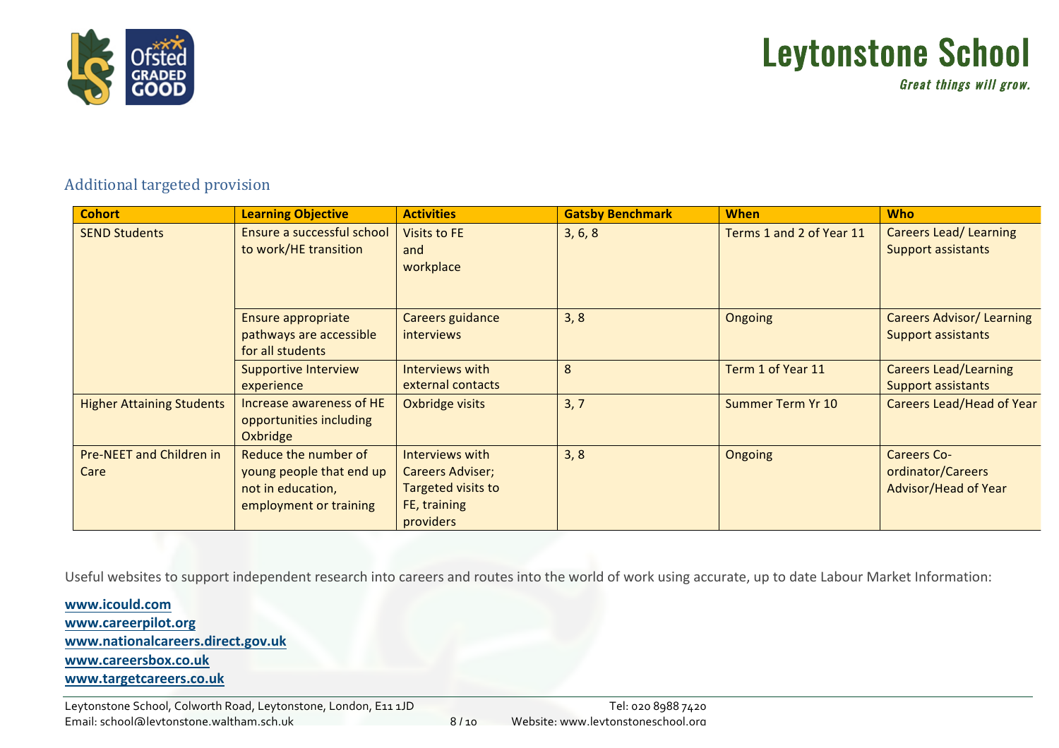## Additional targeted provision

| Cohort | Learning Objective | Activities | Gatsby Benchmark | When | Who |
|---|---|---|---|---|---|
| SEND Students | Ensure a successful school to work/HE transition | Visits to FE and workplace | 3, 6, 8 | Terms 1 and 2 of Year 11 | Careers Lead/ Learning Support assistants |
| | Ensure appropriate pathways are accessible for all students | Careers guidance interviews | 3, 8 | Ongoing | Careers Advisor/ Learning Support assistants |
| | Supportive Interview experience | Interviews with external contacts | 8 | Term 1 of Year 11 | Careers Lead/Learning Support assistants |
| Higher Attaining Students | Increase awareness of HE opportunities including Oxbridge | Oxbridge visits | 3, 7 | Summer Term Yr 10 | Careers Lead/Head of Year |
| Pre-NEET and Children in Care | Reduce the number of young people that end up not in education, employment or training | Interviews with Careers Adviser; Targeted visits to FE, training providers | 3, 8 | Ongoing | Careers Co-ordinator/Careers Advisor/Head of Year |

Useful websites to support independent research into careers and routes into the world of work using accurate, up to date Labour Market Information:

**www.icould.com**
**www.careerpilot.org**
**www.nationalcareers.direct.gov.uk**
**www.careersbox.co.uk**
**www.targetcareers.co.uk**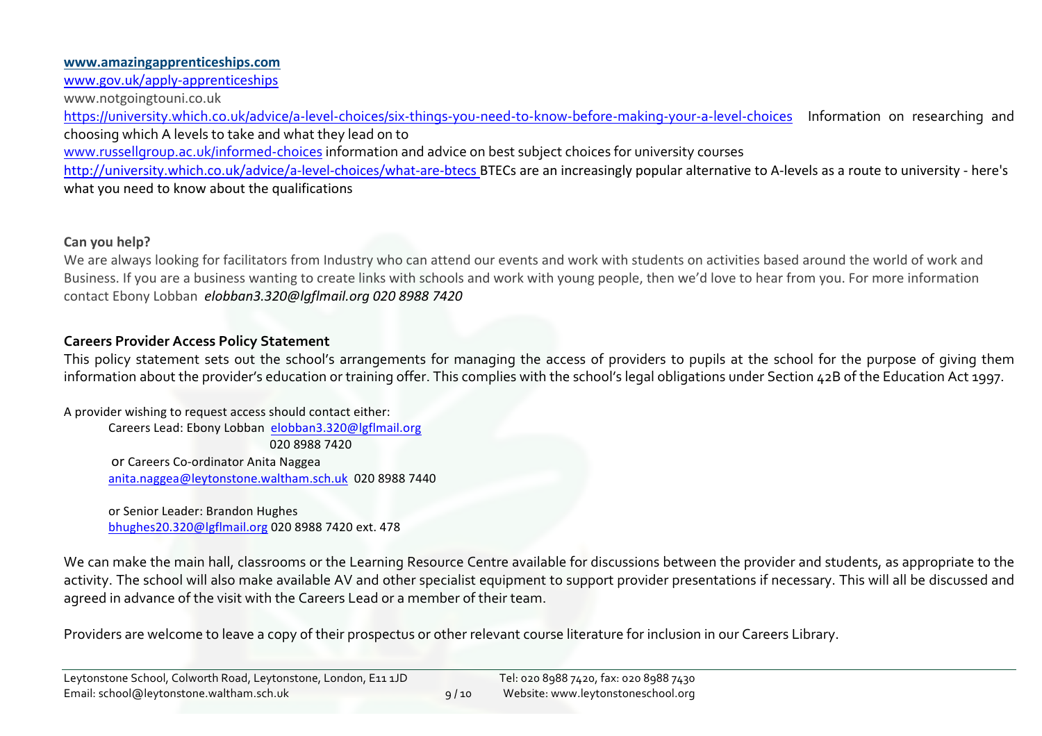**www.amazingapprenticeships.com**
www.gov.uk/apply-apprenticeships
www.notgoingtouni.co.uk
https://university.which.co.uk/advice/a-level-choices/six-things-you-need-to-know-before-making-your-a-level-choices Information on researching and choosing which A levels to take and what they lead on to
www.russellgroup.ac.uk/informed-choices information and advice on best subject choices for university courses
http://university.which.co.uk/advice/a-level-choices/what-are-btecs BTECs are an increasingly popular alternative to A-levels as a route to university - here's what you need to know about the qualifications

**Can you help?**

We are always looking for facilitators from Industry who can attend our events and work with students on activities based around the world of work and Business. If you are a business wanting to create links with schools and work with young people, then we'd love to hear from you. For more information contact Ebony Lobban *elobban3.320@lgflmail.org 020 8988 7420*

**Careers Provider Access Policy Statement**

This policy statement sets out the school's arrangements for managing the access of providers to pupils at the school for the purpose of giving them information about the provider's education or training offer. This complies with the school's legal obligations under Section 42B of the Education Act 1997.

A provider wishing to request access should contact either:

Careers Lead: Ebony Lobban elobban3.320@lgflmail.org
020 8988 7420

or Careers Co-ordinator Anita Naggea
anita.naggea@leytonstone.waltham.sch.uk 020 8988 7440

or Senior Leader: Brandon Hughes
bhughes20.320@lgflmail.org 020 8988 7420 ext. 478

We can make the main hall, classrooms or the Learning Resource Centre available for discussions between the provider and students, as appropriate to the activity. The school will also make available AV and other specialist equipment to support provider presentations if necessary. This will all be discussed and agreed in advance of the visit with the Careers Lead or a member of their team.

Providers are welcome to leave a copy of their prospectus or other relevant course literature for inclusion in our Careers Library.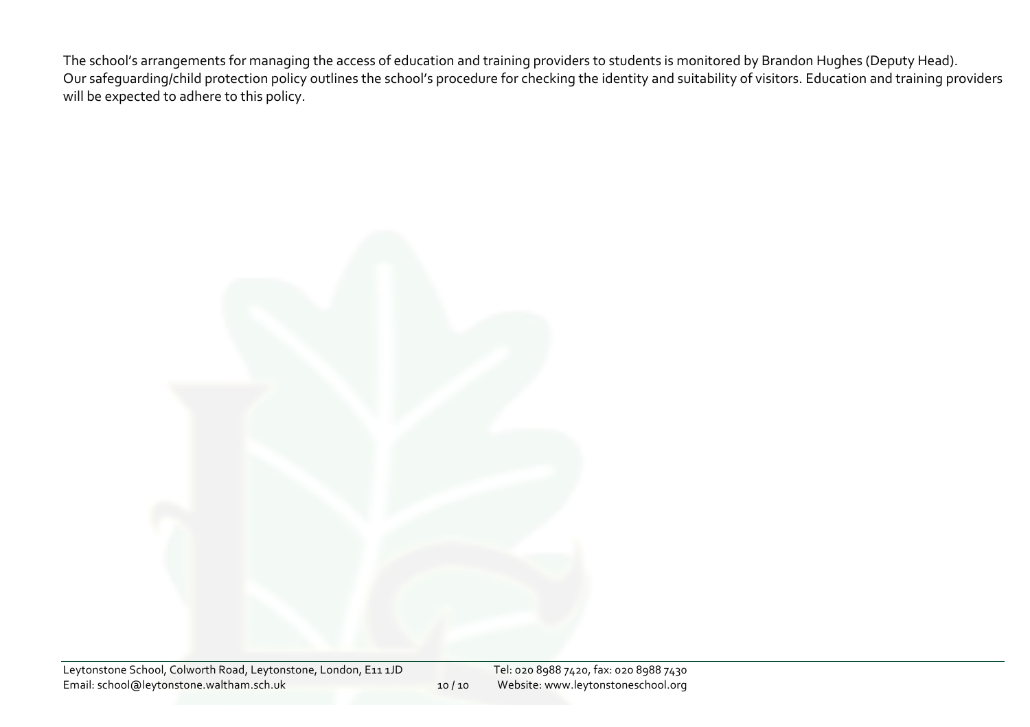The school's arrangements for managing the access of education and training providers to students is monitored by Brandon Hughes (Deputy Head).

Our safeguarding/child protection policy outlines the school's procedure for checking the identity and suitability of visitors. Education and training providers will be expected to adhere to this policy.